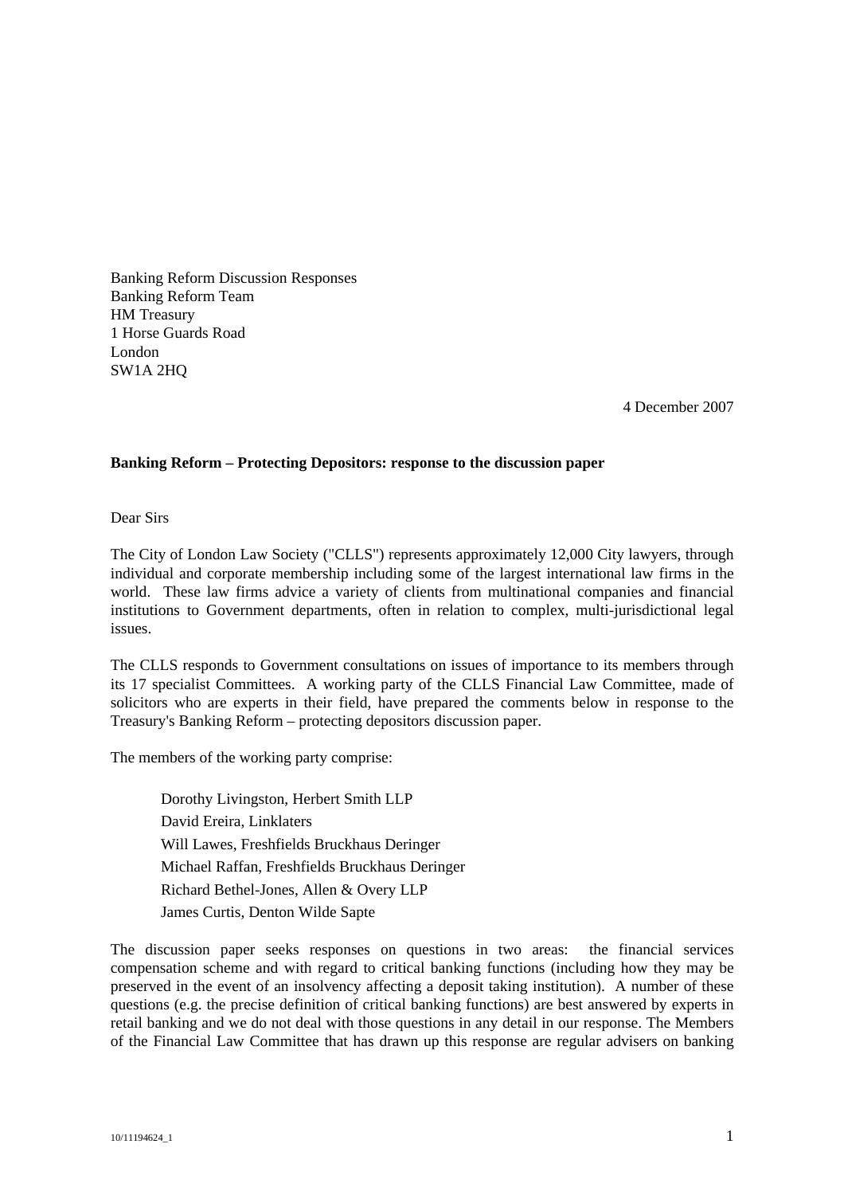Banking Reform Discussion Responses
Banking Reform Team
HM Treasury
1 Horse Guards Road
London
SW1A 2HQ

4 December 2007

**Banking Reform – Protecting Depositors: response to the discussion paper**

Dear Sirs

The City of London Law Society ("CLLS") represents approximately 12,000 City lawyers, through individual and corporate membership including some of the largest international law firms in the world. These law firms advice a variety of clients from multinational companies and financial institutions to Government departments, often in relation to complex, multi-jurisdictional legal issues.

The CLLS responds to Government consultations on issues of importance to its members through its 17 specialist Committees. A working party of the CLLS Financial Law Committee, made of solicitors who are experts in their field, have prepared the comments below in response to the Treasury's Banking Reform – protecting depositors discussion paper.

The members of the working party comprise:

> Dorothy Livingston, Herbert Smith LLP
> David Ereira, Linklaters
> Will Lawes, Freshfields Bruckhaus Deringer
> Michael Raffan, Freshfields Bruckhaus Deringer
> Richard Bethel-Jones, Allen & Overy LLP
> James Curtis, Denton Wilde Sapte

The discussion paper seeks responses on questions in two areas: the financial services compensation scheme and with regard to critical banking functions (including how they may be preserved in the event of an insolvency affecting a deposit taking institution). A number of these questions (e.g. the precise definition of critical banking functions) are best answered by experts in retail banking and we do not deal with those questions in any detail in our response. The Members of the Financial Law Committee that has drawn up this response are regular advisers on banking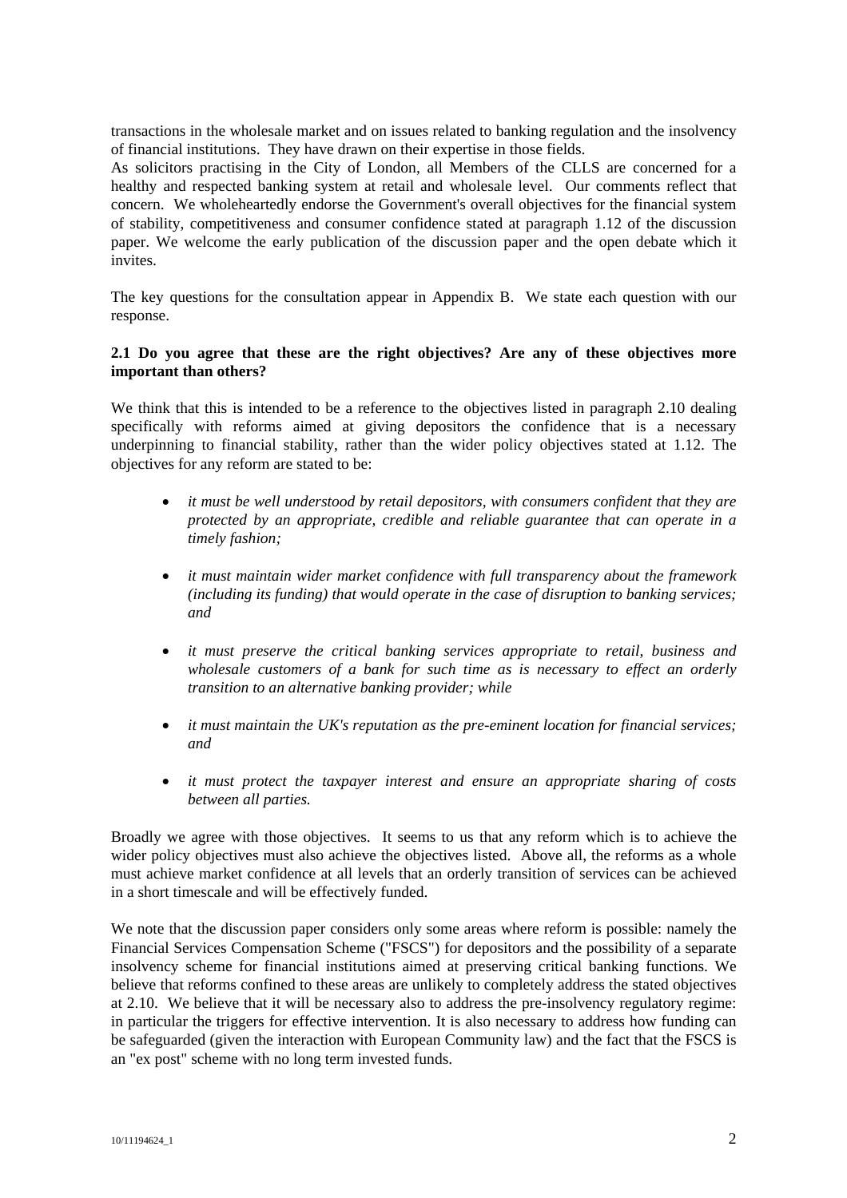transactions in the wholesale market and on issues related to banking regulation and the insolvency of financial institutions. They have drawn on their expertise in those fields.

As solicitors practising in the City of London, all Members of the CLLS are concerned for a healthy and respected banking system at retail and wholesale level. Our comments reflect that concern. We wholeheartedly endorse the Government's overall objectives for the financial system of stability, competitiveness and consumer confidence stated at paragraph 1.12 of the discussion paper. We welcome the early publication of the discussion paper and the open debate which it invites.

The key questions for the consultation appear in Appendix B. We state each question with our response.

**2.1 Do you agree that these are the right objectives? Are any of these objectives more important than others?**

We think that this is intended to be a reference to the objectives listed in paragraph 2.10 dealing specifically with reforms aimed at giving depositors the confidence that is a necessary underpinning to financial stability, rather than the wider policy objectives stated at 1.12. The objectives for any reform are stated to be:

- *it must be well understood by retail depositors, with consumers confident that they are protected by an appropriate, credible and reliable guarantee that can operate in a timely fashion;*
- *it must maintain wider market confidence with full transparency about the framework (including its funding) that would operate in the case of disruption to banking services; and*
- *it must preserve the critical banking services appropriate to retail, business and wholesale customers of a bank for such time as is necessary to effect an orderly transition to an alternative banking provider; while*
- *it must maintain the UK's reputation as the pre-eminent location for financial services; and*
- *it must protect the taxpayer interest and ensure an appropriate sharing of costs between all parties.*

Broadly we agree with those objectives. It seems to us that any reform which is to achieve the wider policy objectives must also achieve the objectives listed. Above all, the reforms as a whole must achieve market confidence at all levels that an orderly transition of services can be achieved in a short timescale and will be effectively funded.

We note that the discussion paper considers only some areas where reform is possible: namely the Financial Services Compensation Scheme ("FSCS") for depositors and the possibility of a separate insolvency scheme for financial institutions aimed at preserving critical banking functions. We believe that reforms confined to these areas are unlikely to completely address the stated objectives at 2.10. We believe that it will be necessary also to address the pre-insolvency regulatory regime: in particular the triggers for effective intervention. It is also necessary to address how funding can be safeguarded (given the interaction with European Community law) and the fact that the FSCS is an "ex post" scheme with no long term invested funds.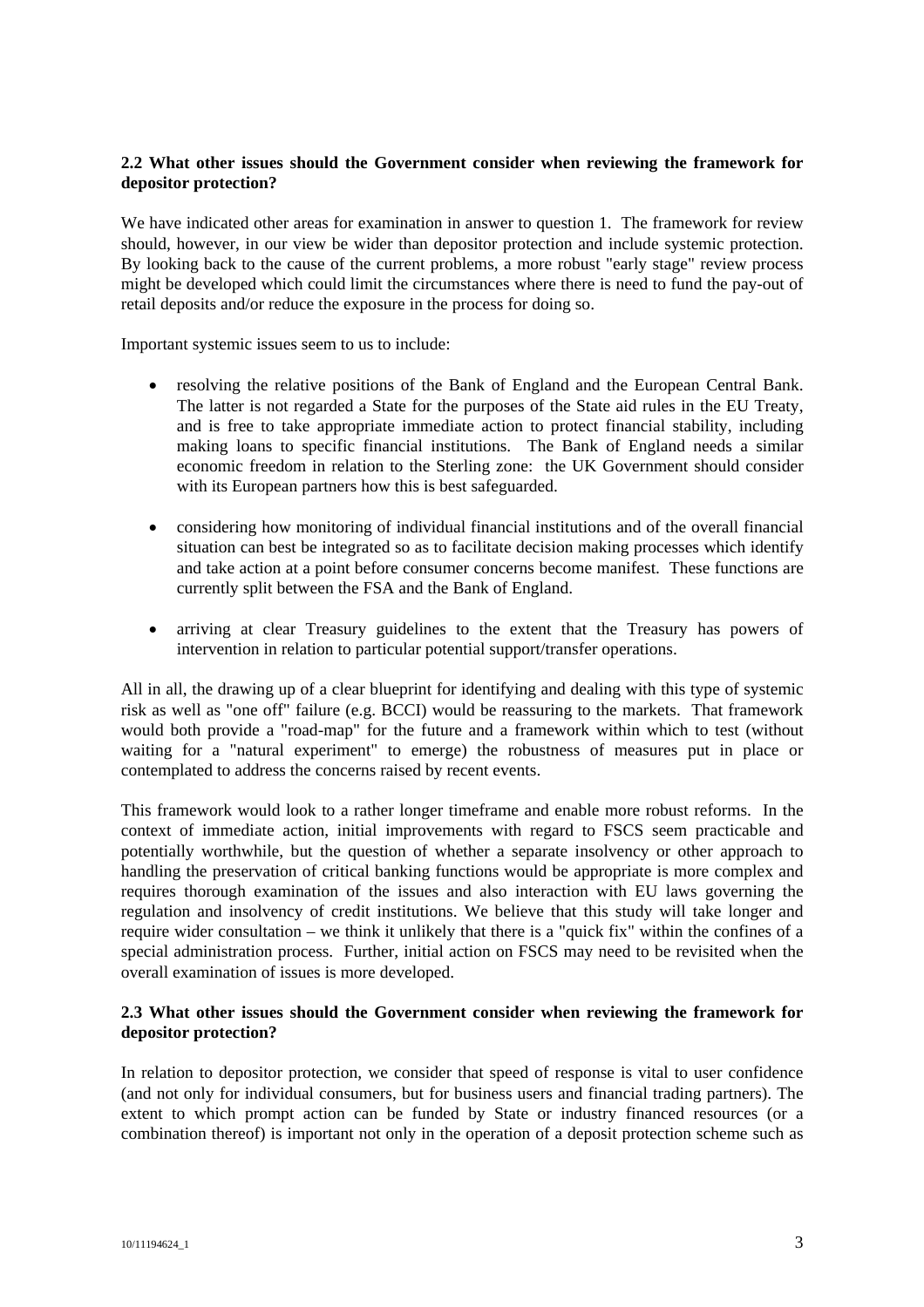**2.2 What other issues should the Government consider when reviewing the framework for depositor protection?**

We have indicated other areas for examination in answer to question 1. The framework for review should, however, in our view be wider than depositor protection and include systemic protection. By looking back to the cause of the current problems, a more robust "early stage" review process might be developed which could limit the circumstances where there is need to fund the pay-out of retail deposits and/or reduce the exposure in the process for doing so.

Important systemic issues seem to us to include:

- resolving the relative positions of the Bank of England and the European Central Bank. The latter is not regarded a State for the purposes of the State aid rules in the EU Treaty, and is free to take appropriate immediate action to protect financial stability, including making loans to specific financial institutions. The Bank of England needs a similar economic freedom in relation to the Sterling zone: the UK Government should consider with its European partners how this is best safeguarded.

- considering how monitoring of individual financial institutions and of the overall financial situation can best be integrated so as to facilitate decision making processes which identify and take action at a point before consumer concerns become manifest. These functions are currently split between the FSA and the Bank of England.

- arriving at clear Treasury guidelines to the extent that the Treasury has powers of intervention in relation to particular potential support/transfer operations.

All in all, the drawing up of a clear blueprint for identifying and dealing with this type of systemic risk as well as "one off" failure (e.g. BCCI) would be reassuring to the markets. That framework would both provide a "road-map" for the future and a framework within which to test (without waiting for a "natural experiment" to emerge) the robustness of measures put in place or contemplated to address the concerns raised by recent events.

This framework would look to a rather longer timeframe and enable more robust reforms. In the context of immediate action, initial improvements with regard to FSCS seem practicable and potentially worthwhile, but the question of whether a separate insolvency or other approach to handling the preservation of critical banking functions would be appropriate is more complex and requires thorough examination of the issues and also interaction with EU laws governing the regulation and insolvency of credit institutions. We believe that this study will take longer and require wider consultation – we think it unlikely that there is a "quick fix" within the confines of a special administration process. Further, initial action on FSCS may need to be revisited when the overall examination of issues is more developed.

**2.3 What other issues should the Government consider when reviewing the framework for depositor protection?**

In relation to depositor protection, we consider that speed of response is vital to user confidence (and not only for individual consumers, but for business users and financial trading partners). The extent to which prompt action can be funded by State or industry financed resources (or a combination thereof) is important not only in the operation of a deposit protection scheme such as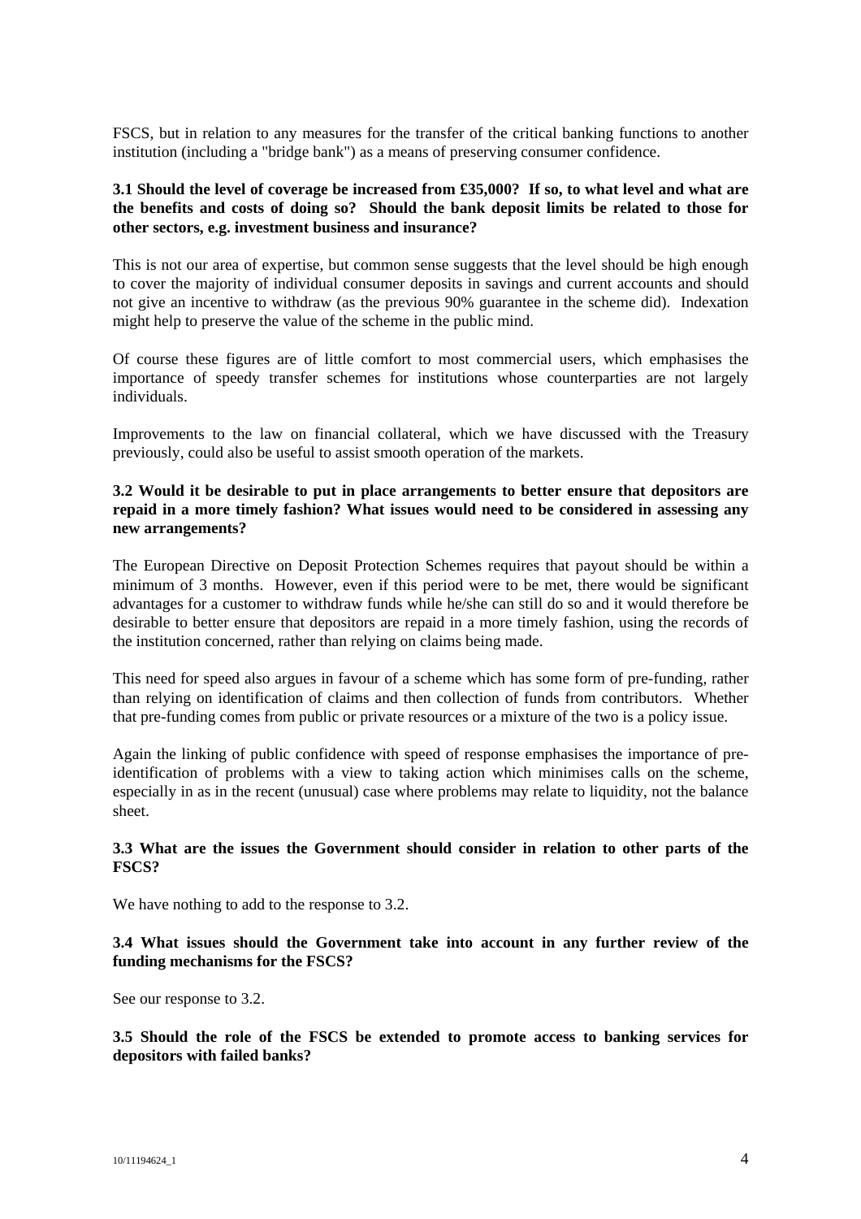FSCS, but in relation to any measures for the transfer of the critical banking functions to another institution (including a "bridge bank") as a means of preserving consumer confidence.

**3.1 Should the level of coverage be increased from £35,000? If so, to what level and what are the benefits and costs of doing so? Should the bank deposit limits be related to those for other sectors, e.g. investment business and insurance?**

This is not our area of expertise, but common sense suggests that the level should be high enough to cover the majority of individual consumer deposits in savings and current accounts and should not give an incentive to withdraw (as the previous 90% guarantee in the scheme did). Indexation might help to preserve the value of the scheme in the public mind.

Of course these figures are of little comfort to most commercial users, which emphasises the importance of speedy transfer schemes for institutions whose counterparties are not largely individuals.

Improvements to the law on financial collateral, which we have discussed with the Treasury previously, could also be useful to assist smooth operation of the markets.

**3.2 Would it be desirable to put in place arrangements to better ensure that depositors are repaid in a more timely fashion? What issues would need to be considered in assessing any new arrangements?**

The European Directive on Deposit Protection Schemes requires that payout should be within a minimum of 3 months. However, even if this period were to be met, there would be significant advantages for a customer to withdraw funds while he/she can still do so and it would therefore be desirable to better ensure that depositors are repaid in a more timely fashion, using the records of the institution concerned, rather than relying on claims being made.

This need for speed also argues in favour of a scheme which has some form of pre-funding, rather than relying on identification of claims and then collection of funds from contributors. Whether that pre-funding comes from public or private resources or a mixture of the two is a policy issue.

Again the linking of public confidence with speed of response emphasises the importance of pre-identification of problems with a view to taking action which minimises calls on the scheme, especially in as in the recent (unusual) case where problems may relate to liquidity, not the balance sheet.

**3.3 What are the issues the Government should consider in relation to other parts of the FSCS?**

We have nothing to add to the response to 3.2.

**3.4 What issues should the Government take into account in any further review of the funding mechanisms for the FSCS?**

See our response to 3.2.

**3.5 Should the role of the FSCS be extended to promote access to banking services for depositors with failed banks?**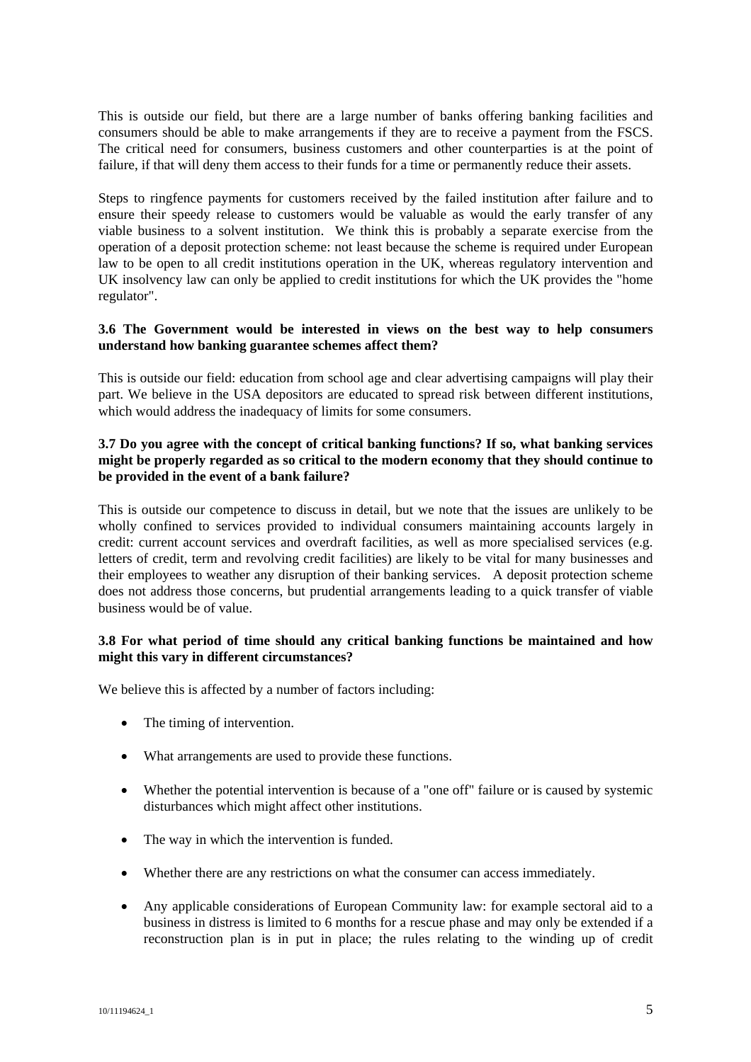This is outside our field, but there are a large number of banks offering banking facilities and consumers should be able to make arrangements if they are to receive a payment from the FSCS. The critical need for consumers, business customers and other counterparties is at the point of failure, if that will deny them access to their funds for a time or permanently reduce their assets.

Steps to ringfence payments for customers received by the failed institution after failure and to ensure their speedy release to customers would be valuable as would the early transfer of any viable business to a solvent institution. We think this is probably a separate exercise from the operation of a deposit protection scheme: not least because the scheme is required under European law to be open to all credit institutions operation in the UK, whereas regulatory intervention and UK insolvency law can only be applied to credit institutions for which the UK provides the "home regulator".

**3.6 The Government would be interested in views on the best way to help consumers understand how banking guarantee schemes affect them?**

This is outside our field: education from school age and clear advertising campaigns will play their part. We believe in the USA depositors are educated to spread risk between different institutions, which would address the inadequacy of limits for some consumers.

**3.7 Do you agree with the concept of critical banking functions? If so, what banking services might be properly regarded as so critical to the modern economy that they should continue to be provided in the event of a bank failure?**

This is outside our competence to discuss in detail, but we note that the issues are unlikely to be wholly confined to services provided to individual consumers maintaining accounts largely in credit: current account services and overdraft facilities, as well as more specialised services (e.g. letters of credit, term and revolving credit facilities) are likely to be vital for many businesses and their employees to weather any disruption of their banking services. A deposit protection scheme does not address those concerns, but prudential arrangements leading to a quick transfer of viable business would be of value.

**3.8 For what period of time should any critical banking functions be maintained and how might this vary in different circumstances?**

We believe this is affected by a number of factors including:

- The timing of intervention.
- What arrangements are used to provide these functions.
- Whether the potential intervention is because of a "one off" failure or is caused by systemic disturbances which might affect other institutions.
- The way in which the intervention is funded.
- Whether there are any restrictions on what the consumer can access immediately.
- Any applicable considerations of European Community law: for example sectoral aid to a business in distress is limited to 6 months for a rescue phase and may only be extended if a reconstruction plan is in put in place; the rules relating to the winding up of credit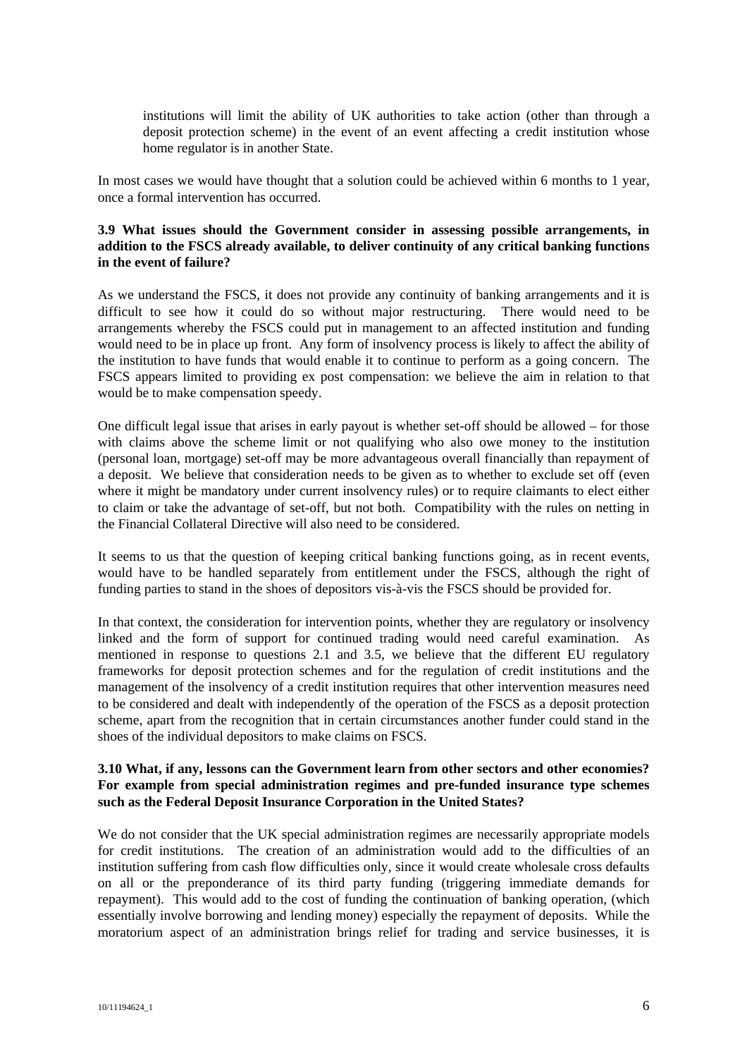institutions will limit the ability of UK authorities to take action (other than through a deposit protection scheme) in the event of an event affecting a credit institution whose home regulator is in another State.

In most cases we would have thought that a solution could be achieved within 6 months to 1 year, once a formal intervention has occurred.

**3.9 What issues should the Government consider in assessing possible arrangements, in addition to the FSCS already available, to deliver continuity of any critical banking functions in the event of failure?**

As we understand the FSCS, it does not provide any continuity of banking arrangements and it is difficult to see how it could do so without major restructuring. There would need to be arrangements whereby the FSCS could put in management to an affected institution and funding would need to be in place up front. Any form of insolvency process is likely to affect the ability of the institution to have funds that would enable it to continue to perform as a going concern. The FSCS appears limited to providing ex post compensation: we believe the aim in relation to that would be to make compensation speedy.

One difficult legal issue that arises in early payout is whether set-off should be allowed – for those with claims above the scheme limit or not qualifying who also owe money to the institution (personal loan, mortgage) set-off may be more advantageous overall financially than repayment of a deposit. We believe that consideration needs to be given as to whether to exclude set off (even where it might be mandatory under current insolvency rules) or to require claimants to elect either to claim or take the advantage of set-off, but not both. Compatibility with the rules on netting in the Financial Collateral Directive will also need to be considered.

It seems to us that the question of keeping critical banking functions going, as in recent events, would have to be handled separately from entitlement under the FSCS, although the right of funding parties to stand in the shoes of depositors vis-à-vis the FSCS should be provided for.

In that context, the consideration for intervention points, whether they are regulatory or insolvency linked and the form of support for continued trading would need careful examination. As mentioned in response to questions 2.1 and 3.5, we believe that the different EU regulatory frameworks for deposit protection schemes and for the regulation of credit institutions and the management of the insolvency of a credit institution requires that other intervention measures need to be considered and dealt with independently of the operation of the FSCS as a deposit protection scheme, apart from the recognition that in certain circumstances another funder could stand in the shoes of the individual depositors to make claims on FSCS.

**3.10 What, if any, lessons can the Government learn from other sectors and other economies? For example from special administration regimes and pre-funded insurance type schemes such as the Federal Deposit Insurance Corporation in the United States?**

We do not consider that the UK special administration regimes are necessarily appropriate models for credit institutions. The creation of an administration would add to the difficulties of an institution suffering from cash flow difficulties only, since it would create wholesale cross defaults on all or the preponderance of its third party funding (triggering immediate demands for repayment). This would add to the cost of funding the continuation of banking operation, (which essentially involve borrowing and lending money) especially the repayment of deposits. While the moratorium aspect of an administration brings relief for trading and service businesses, it is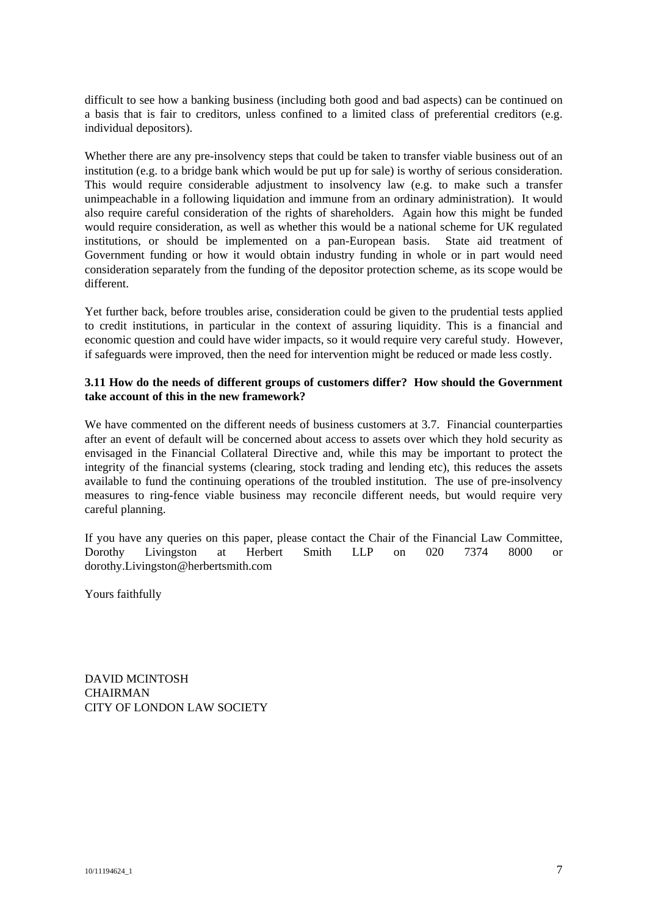difficult to see how a banking business (including both good and bad aspects) can be continued on a basis that is fair to creditors, unless confined to a limited class of preferential creditors (e.g. individual depositors).

Whether there are any pre-insolvency steps that could be taken to transfer viable business out of an institution (e.g. to a bridge bank which would be put up for sale) is worthy of serious consideration. This would require considerable adjustment to insolvency law (e.g. to make such a transfer unimpeachable in a following liquidation and immune from an ordinary administration). It would also require careful consideration of the rights of shareholders. Again how this might be funded would require consideration, as well as whether this would be a national scheme for UK regulated institutions, or should be implemented on a pan-European basis. State aid treatment of Government funding or how it would obtain industry funding in whole or in part would need consideration separately from the funding of the depositor protection scheme, as its scope would be different.

Yet further back, before troubles arise, consideration could be given to the prudential tests applied to credit institutions, in particular in the context of assuring liquidity. This is a financial and economic question and could have wider impacts, so it would require very careful study. However, if safeguards were improved, then the need for intervention might be reduced or made less costly.

**3.11 How do the needs of different groups of customers differ? How should the Government take account of this in the new framework?**

We have commented on the different needs of business customers at 3.7. Financial counterparties after an event of default will be concerned about access to assets over which they hold security as envisaged in the Financial Collateral Directive and, while this may be important to protect the integrity of the financial systems (clearing, stock trading and lending etc), this reduces the assets available to fund the continuing operations of the troubled institution. The use of pre-insolvency measures to ring-fence viable business may reconcile different needs, but would require very careful planning.

If you have any queries on this paper, please contact the Chair of the Financial Law Committee, Dorothy Livingston at Herbert Smith LLP on 020 7374 8000 or dorothy.Livingston@herbertsmith.com

Yours faithfully

DAVID MCINTOSH
CHAIRMAN
CITY OF LONDON LAW SOCIETY

10/11194624_1